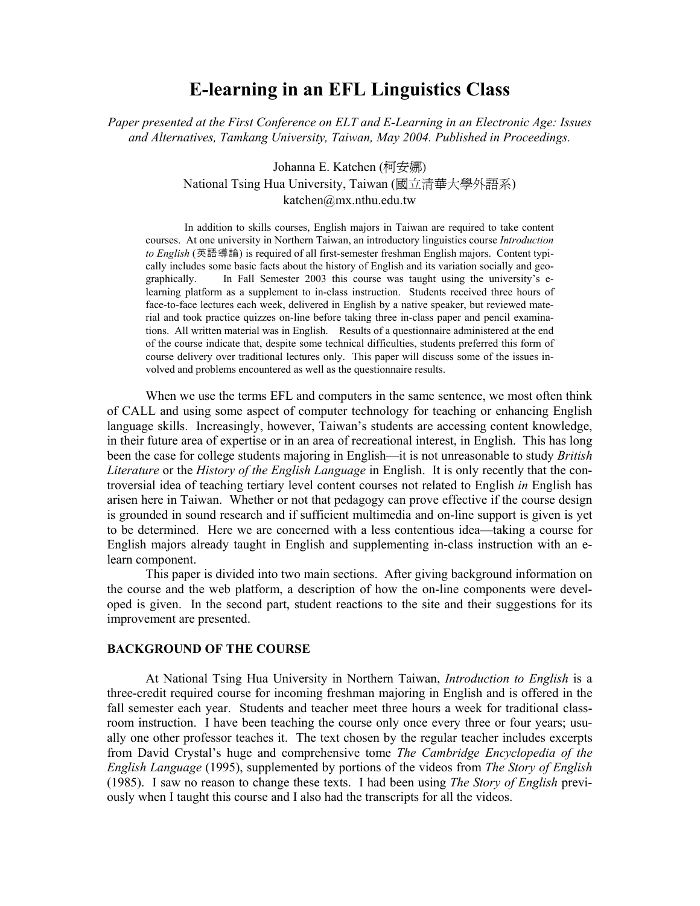# E-learning in an EFL Linguistics Class

*Paper presented at the First Conference on ELT and E-Learning in an Electronic Age: Issues and Alternatives, Tamkang University, Taiwan, May 2004. Published in Proceedings.*

Johanna E. Katchen (柯安娜)
National Tsing Hua University, Taiwan (國立清華大學外語系)
katchen@mx.nthu.edu.tw

> In addition to skills courses, English majors in Taiwan are required to take content courses. At one university in Northern Taiwan, an introductory linguistics course *Introduction to English* (英語導論) is required of all first-semester freshman English majors. Content typically includes some basic facts about the history of English and its variation socially and geographically. In Fall Semester 2003 this course was taught using the university's e-learning platform as a supplement to in-class instruction. Students received three hours of face-to-face lectures each week, delivered in English by a native speaker, but reviewed material and took practice quizzes on-line before taking three in-class paper and pencil examinations. All written material was in English. Results of a questionnaire administered at the end of the course indicate that, despite some technical difficulties, students preferred this form of course delivery over traditional lectures only. This paper will discuss some of the issues involved and problems encountered as well as the questionnaire results.

When we use the terms EFL and computers in the same sentence, we most often think of CALL and using some aspect of computer technology for teaching or enhancing English language skills. Increasingly, however, Taiwan's students are accessing content knowledge, in their future area of expertise or in an area of recreational interest, in English. This has long been the case for college students majoring in English—it is not unreasonable to study *British Literature* or the *History of the English Language* in English. It is only recently that the controversial idea of teaching tertiary level content courses not related to English *in* English has arisen here in Taiwan. Whether or not that pedagogy can prove effective if the course design is grounded in sound research and if sufficient multimedia and on-line support is given is yet to be determined. Here we are concerned with a less contentious idea—taking a course for English majors already taught in English and supplementing in-class instruction with an e-learn component.

This paper is divided into two main sections. After giving background information on the course and the web platform, a description of how the on-line components were developed is given. In the second part, student reactions to the site and their suggestions for its improvement are presented.

## BACKGROUND OF THE COURSE

At National Tsing Hua University in Northern Taiwan, *Introduction to English* is a three-credit required course for incoming freshman majoring in English and is offered in the fall semester each year. Students and teacher meet three hours a week for traditional classroom instruction. I have been teaching the course only once every three or four years; usually one other professor teaches it. The text chosen by the regular teacher includes excerpts from David Crystal's huge and comprehensive tome *The Cambridge Encyclopedia of the English Language* (1995), supplemented by portions of the videos from *The Story of English* (1985). I saw no reason to change these texts. I had been using *The Story of English* previously when I taught this course and I also had the transcripts for all the videos.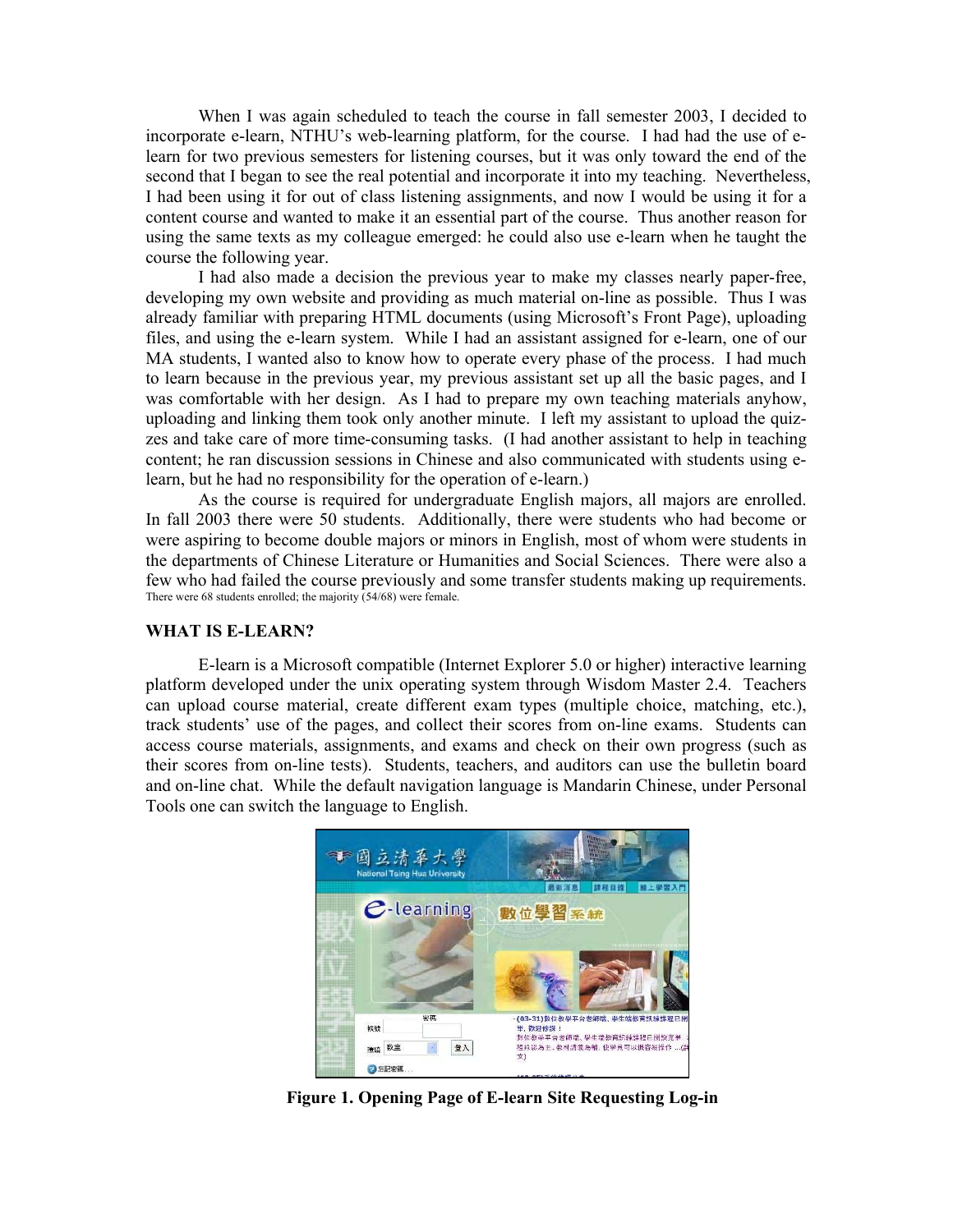When I was again scheduled to teach the course in fall semester 2003, I decided to incorporate e-learn, NTHU's web-learning platform, for the course. I had had the use of e-learn for two previous semesters for listening courses, but it was only toward the end of the second that I began to see the real potential and incorporate it into my teaching. Nevertheless, I had been using it for out of class listening assignments, and now I would be using it for a content course and wanted to make it an essential part of the course. Thus another reason for using the same texts as my colleague emerged: he could also use e-learn when he taught the course the following year.

I had also made a decision the previous year to make my classes nearly paper-free, developing my own website and providing as much material on-line as possible. Thus I was already familiar with preparing HTML documents (using Microsoft's Front Page), uploading files, and using the e-learn system. While I had an assistant assigned for e-learn, one of our MA students, I wanted also to know how to operate every phase of the process. I had much to learn because in the previous year, my previous assistant set up all the basic pages, and I was comfortable with her design. As I had to prepare my own teaching materials anyhow, uploading and linking them took only another minute. I left my assistant to upload the quizzes and take care of more time-consuming tasks. (I had another assistant to help in teaching content; he ran discussion sessions in Chinese and also communicated with students using e-learn, but he had no responsibility for the operation of e-learn.)

As the course is required for undergraduate English majors, all majors are enrolled. In fall 2003 there were 50 students. Additionally, there were students who had become or were aspiring to become double majors or minors in English, most of whom were students in the departments of Chinese Literature or Humanities and Social Sciences. There were also a few who had failed the course previously and some transfer students making up requirements. There were 68 students enrolled; the majority (54/68) were female.

## WHAT IS E-LEARN?

E-learn is a Microsoft compatible (Internet Explorer 5.0 or higher) interactive learning platform developed under the unix operating system through Wisdom Master 2.4. Teachers can upload course material, create different exam types (multiple choice, matching, etc.), track students' use of the pages, and collect their scores from on-line exams. Students can access course materials, assignments, and exams and check on their own progress (such as their scores from on-line tests). Students, teachers, and auditors can use the bulletin board and on-line chat. While the default navigation language is Mandarin Chinese, under Personal Tools one can switch the language to English.

**Figure 1. Opening Page of E-learn Site Requesting Log-in**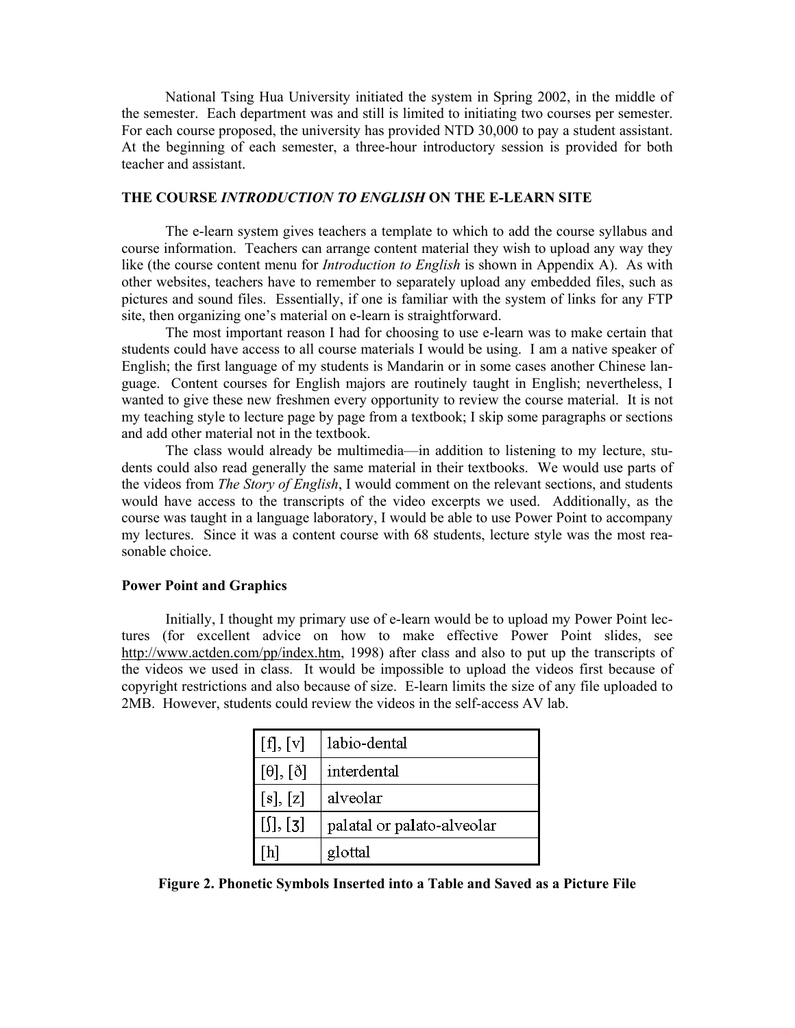National Tsing Hua University initiated the system in Spring 2002, in the middle of the semester. Each department was and still is limited to initiating two courses per semester. For each course proposed, the university has provided NTD 30,000 to pay a student assistant. At the beginning of each semester, a three-hour introductory session is provided for both teacher and assistant.

## THE COURSE *INTRODUCTION TO ENGLISH* ON THE E-LEARN SITE

The e-learn system gives teachers a template to which to add the course syllabus and course information. Teachers can arrange content material they wish to upload any way they like (the course content menu for *Introduction to English* is shown in Appendix A). As with other websites, teachers have to remember to separately upload any embedded files, such as pictures and sound files. Essentially, if one is familiar with the system of links for any FTP site, then organizing one's material on e-learn is straightforward.

The most important reason I had for choosing to use e-learn was to make certain that students could have access to all course materials I would be using. I am a native speaker of English; the first language of my students is Mandarin or in some cases another Chinese language. Content courses for English majors are routinely taught in English; nevertheless, I wanted to give these new freshmen every opportunity to review the course material. It is not my teaching style to lecture page by page from a textbook; I skip some paragraphs or sections and add other material not in the textbook.

The class would already be multimedia—in addition to listening to my lecture, students could also read generally the same material in their textbooks. We would use parts of the videos from *The Story of English*, I would comment on the relevant sections, and students would have access to the transcripts of the video excerpts we used. Additionally, as the course was taught in a language laboratory, I would be able to use Power Point to accompany my lectures. Since it was a content course with 68 students, lecture style was the most reasonable choice.

### Power Point and Graphics

Initially, I thought my primary use of e-learn would be to upload my Power Point lectures (for excellent advice on how to make effective Power Point slides, see http://www.actden.com/pp/index.htm, 1998) after class and also to put up the transcripts of the videos we used in class. It would be impossible to upload the videos first because of copyright restrictions and also because of size. E-learn limits the size of any file uploaded to 2MB. However, students could review the videos in the self-access AV lab.

| | |
|---|---|
| [f], [v] | labio-dental |
| [θ], [ð] | interdental |
| [s], [z] | alveolar |
| [ʃ], [ʒ] | palatal or palato-alveolar |
| [h] | glottal |

**Figure 2. Phonetic Symbols Inserted into a Table and Saved as a Picture File**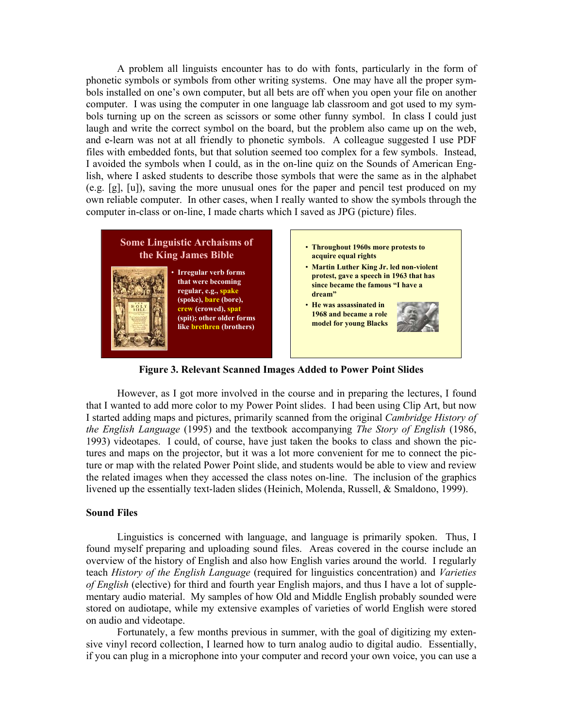A problem all linguists encounter has to do with fonts, particularly in the form of phonetic symbols or symbols from other writing systems. One may have all the proper symbols installed on one's own computer, but all bets are off when you open your file on another computer. I was using the computer in one language lab classroom and got used to my symbols turning up on the screen as scissors or some other funny symbol. In class I could just laugh and write the correct symbol on the board, but the problem also came up on the web, and e-learn was not at all friendly to phonetic symbols. A colleague suggested I use PDF files with embedded fonts, but that solution seemed too complex for a few symbols. Instead, I avoided the symbols when I could, as in the on-line quiz on the Sounds of American English, where I asked students to describe those symbols that were the same as in the alphabet (e.g. [g], [u]), saving the more unusual ones for the paper and pencil test produced on my own reliable computer. In other cases, when I really wanted to show the symbols through the computer in-class or on-line, I made charts which I saved as JPG (picture) files.

**Some Linguistic Archaisms of the King James Bible**

- Irregular verb forms that were becoming regular, e.g., spake (spoke), bare (bore), crew (crowed), spat (spit); other older forms like brethren (brothers)

- Throughout 1960s more protests to acquire equal rights
- Martin Luther King Jr. led non-violent protest, gave a speech in 1963 that has since became the famous "I have a dream"
- He was assassinated in 1968 and became a role model for young Blacks

**Figure 3. Relevant Scanned Images Added to Power Point Slides**

However, as I got more involved in the course and in preparing the lectures, I found that I wanted to add more color to my Power Point slides. I had been using Clip Art, but now I started adding maps and pictures, primarily scanned from the original *Cambridge History of the English Language* (1995) and the textbook accompanying *The Story of English* (1986, 1993) videotapes. I could, of course, have just taken the books to class and shown the pictures and maps on the projector, but it was a lot more convenient for me to connect the picture or map with the related Power Point slide, and students would be able to view and review the related images when they accessed the class notes on-line. The inclusion of the graphics livened up the essentially text-laden slides (Heinich, Molenda, Russell, & Smaldono, 1999).

### Sound Files

Linguistics is concerned with language, and language is primarily spoken. Thus, I found myself preparing and uploading sound files. Areas covered in the course include an overview of the history of English and also how English varies around the world. I regularly teach *History of the English Language* (required for linguistics concentration) and *Varieties of English* (elective) for third and fourth year English majors, and thus I have a lot of supplementary audio material. My samples of how Old and Middle English probably sounded were stored on audiotape, while my extensive examples of varieties of world English were stored on audio and videotape.

Fortunately, a few months previous in summer, with the goal of digitizing my extensive vinyl record collection, I learned how to turn analog audio to digital audio. Essentially, if you can plug in a microphone into your computer and record your own voice, you can use a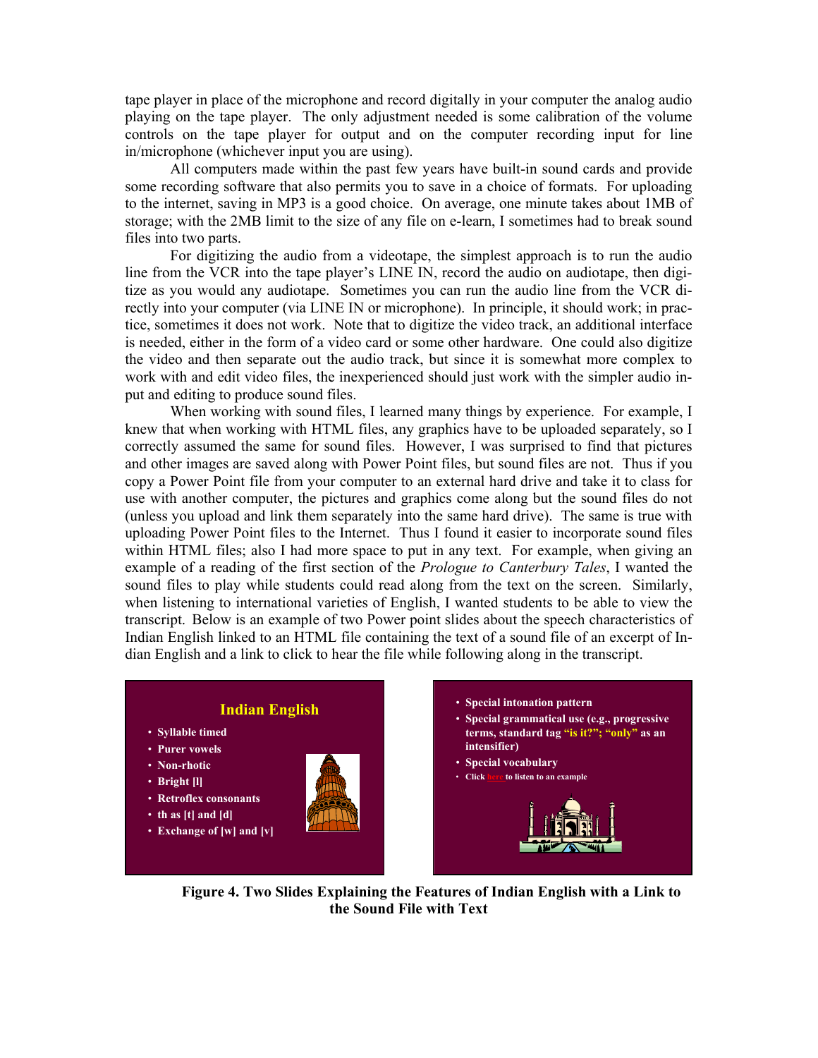tape player in place of the microphone and record digitally in your computer the analog audio playing on the tape player. The only adjustment needed is some calibration of the volume controls on the tape player for output and on the computer recording input for line in/microphone (whichever input you are using).

All computers made within the past few years have built-in sound cards and provide some recording software that also permits you to save in a choice of formats. For uploading to the internet, saving in MP3 is a good choice. On average, one minute takes about 1MB of storage; with the 2MB limit to the size of any file on e-learn, I sometimes had to break sound files into two parts.

For digitizing the audio from a videotape, the simplest approach is to run the audio line from the VCR into the tape player's LINE IN, record the audio on audiotape, then digitize as you would any audiotape. Sometimes you can run the audio line from the VCR directly into your computer (via LINE IN or microphone). In principle, it should work; in practice, sometimes it does not work. Note that to digitize the video track, an additional interface is needed, either in the form of a video card or some other hardware. One could also digitize the video and then separate out the audio track, but since it is somewhat more complex to work with and edit video files, the inexperienced should just work with the simpler audio input and editing to produce sound files.

When working with sound files, I learned many things by experience. For example, I knew that when working with HTML files, any graphics have to be uploaded separately, so I correctly assumed the same for sound files. However, I was surprised to find that pictures and other images are saved along with Power Point files, but sound files are not. Thus if you copy a Power Point file from your computer to an external hard drive and take it to class for use with another computer, the pictures and graphics come along but the sound files do not (unless you upload and link them separately into the same hard drive). The same is true with uploading Power Point files to the Internet. Thus I found it easier to incorporate sound files within HTML files; also I had more space to put in any text. For example, when giving an example of a reading of the first section of the *Prologue to Canterbury Tales*, I wanted the sound files to play while students could read along from the text on the screen. Similarly, when listening to international varieties of English, I wanted students to be able to view the transcript. Below is an example of two Power point slides about the speech characteristics of Indian English linked to an HTML file containing the text of a sound file of an excerpt of Indian English and a link to click to hear the file while following along in the transcript.

**Indian English**

- Syllable timed
- Purer vowels
- Non-rhotic
- Bright [l]
- Retroflex consonants
- th as [t] and [d]
- Exchange of [w] and [v]

- Special intonation pattern
- Special grammatical use (e.g., progressive terms, standard tag "is it?"; "only" as an intensifier)
- Special vocabulary
- Click here to listen to an example

**Figure 4. Two Slides Explaining the Features of Indian English with a Link to the Sound File with Text**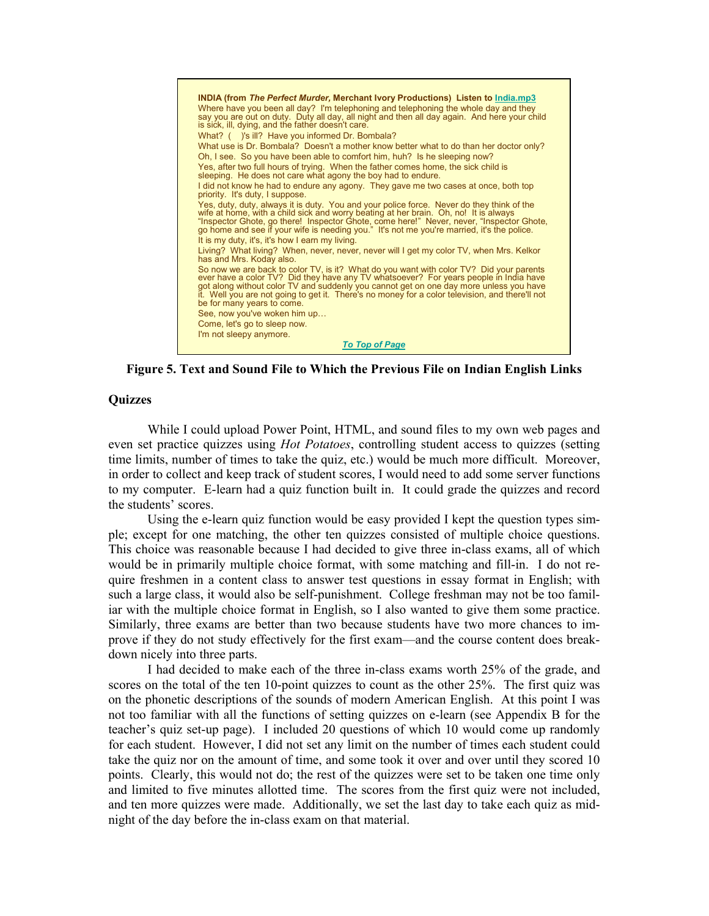**INDIA (from *The Perfect Murder,* Merchant Ivory Productions) Listen to India.mp3**

Where have you been all day? I'm telephoning and telephoning the whole day and they say you are out on duty. Duty all day, all night and then all day again. And here your child is sick, ill, dying, and the father doesn't care.

What? ( )'s ill? Have you informed Dr. Bombala?

What use is Dr. Bombala? Doesn't a mother know better what to do than her doctor only?

Oh, I see. So you have been able to comfort him, huh? Is he sleeping now?

Yes, after two full hours of trying. When the father comes home, the sick child is sleeping. He does not care what agony the boy had to endure.

I did not know he had to endure any agony. They gave me two cases at once, both top priority. It's duty, I suppose.

Yes, duty, duty, always it is duty. You and your police force. Never do they think of the wife at home, with a child sick and worry beating at her brain. Oh, no! It is always "Inspector Ghote, go there! Inspector Ghote, come here!" Never, never, "Inspector Ghote, go home and see if your wife is needing you." It's not me you're married, it's the police.

It is my duty, it's, it's how I earn my living.

Living? What living? When, never, never, never will I get my color TV, when Mrs. Kelkor has and Mrs. Koday also.

So now we are back to color TV, is it? What do you want with color TV? Did your parents ever have a color TV? Did they have any TV whatsoever? For years people in India have got along without color TV and suddenly you cannot get on one day more unless you have it. Well you are not going to get it. There's no money for a color television, and there'll not be for many years to come.

See, now you've woken him up…

Come, let's go to sleep now.

I'm not sleepy anymore.

*To Top of Page*

**Figure 5. Text and Sound File to Which the Previous File on Indian English Links**

## Quizzes

While I could upload Power Point, HTML, and sound files to my own web pages and even set practice quizzes using *Hot Potatoes*, controlling student access to quizzes (setting time limits, number of times to take the quiz, etc.) would be much more difficult. Moreover, in order to collect and keep track of student scores, I would need to add some server functions to my computer. E-learn had a quiz function built in. It could grade the quizzes and record the students' scores.

Using the e-learn quiz function would be easy provided I kept the question types simple; except for one matching, the other ten quizzes consisted of multiple choice questions. This choice was reasonable because I had decided to give three in-class exams, all of which would be in primarily multiple choice format, with some matching and fill-in. I do not require freshmen in a content class to answer test questions in essay format in English; with such a large class, it would also be self-punishment. College freshman may not be too familiar with the multiple choice format in English, so I also wanted to give them some practice. Similarly, three exams are better than two because students have two more chances to improve if they do not study effectively for the first exam—and the course content does breakdown nicely into three parts.

I had decided to make each of the three in-class exams worth 25% of the grade, and scores on the total of the ten 10-point quizzes to count as the other 25%. The first quiz was on the phonetic descriptions of the sounds of modern American English. At this point I was not too familiar with all the functions of setting quizzes on e-learn (see Appendix B for the teacher's quiz set-up page). I included 20 questions of which 10 would come up randomly for each student. However, I did not set any limit on the number of times each student could take the quiz nor on the amount of time, and some took it over and over until they scored 10 points. Clearly, this would not do; the rest of the quizzes were set to be taken one time only and limited to five minutes allotted time. The scores from the first quiz were not included, and ten more quizzes were made. Additionally, we set the last day to take each quiz as midnight of the day before the in-class exam on that material.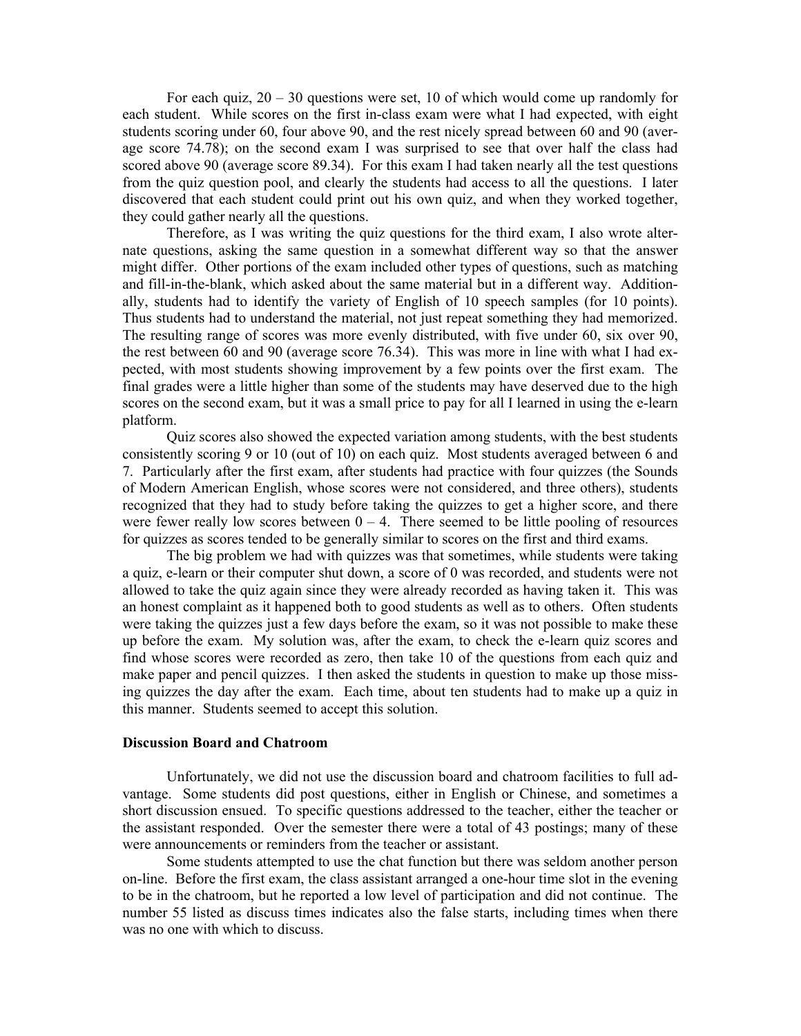For each quiz, 20 – 30 questions were set, 10 of which would come up randomly for each student. While scores on the first in-class exam were what I had expected, with eight students scoring under 60, four above 90, and the rest nicely spread between 60 and 90 (average score 74.78); on the second exam I was surprised to see that over half the class had scored above 90 (average score 89.34). For this exam I had taken nearly all the test questions from the quiz question pool, and clearly the students had access to all the questions. I later discovered that each student could print out his own quiz, and when they worked together, they could gather nearly all the questions.

Therefore, as I was writing the quiz questions for the third exam, I also wrote alternate questions, asking the same question in a somewhat different way so that the answer might differ. Other portions of the exam included other types of questions, such as matching and fill-in-the-blank, which asked about the same material but in a different way. Additionally, students had to identify the variety of English of 10 speech samples (for 10 points). Thus students had to understand the material, not just repeat something they had memorized. The resulting range of scores was more evenly distributed, with five under 60, six over 90, the rest between 60 and 90 (average score 76.34). This was more in line with what I had expected, with most students showing improvement by a few points over the first exam. The final grades were a little higher than some of the students may have deserved due to the high scores on the second exam, but it was a small price to pay for all I learned in using the e-learn platform.

Quiz scores also showed the expected variation among students, with the best students consistently scoring 9 or 10 (out of 10) on each quiz. Most students averaged between 6 and 7. Particularly after the first exam, after students had practice with four quizzes (the Sounds of Modern American English, whose scores were not considered, and three others), students recognized that they had to study before taking the quizzes to get a higher score, and there were fewer really low scores between 0 – 4. There seemed to be little pooling of resources for quizzes as scores tended to be generally similar to scores on the first and third exams.

The big problem we had with quizzes was that sometimes, while students were taking a quiz, e-learn or their computer shut down, a score of 0 was recorded, and students were not allowed to take the quiz again since they were already recorded as having taken it. This was an honest complaint as it happened both to good students as well as to others. Often students were taking the quizzes just a few days before the exam, so it was not possible to make these up before the exam. My solution was, after the exam, to check the e-learn quiz scores and find whose scores were recorded as zero, then take 10 of the questions from each quiz and make paper and pencil quizzes. I then asked the students in question to make up those missing quizzes the day after the exam. Each time, about ten students had to make up a quiz in this manner. Students seemed to accept this solution.

**Discussion Board and Chatroom**

Unfortunately, we did not use the discussion board and chatroom facilities to full advantage. Some students did post questions, either in English or Chinese, and sometimes a short discussion ensued. To specific questions addressed to the teacher, either the teacher or the assistant responded. Over the semester there were a total of 43 postings; many of these were announcements or reminders from the teacher or assistant.

Some students attempted to use the chat function but there was seldom another person on-line. Before the first exam, the class assistant arranged a one-hour time slot in the evening to be in the chatroom, but he reported a low level of participation and did not continue. The number 55 listed as discuss times indicates also the false starts, including times when there was no one with which to discuss.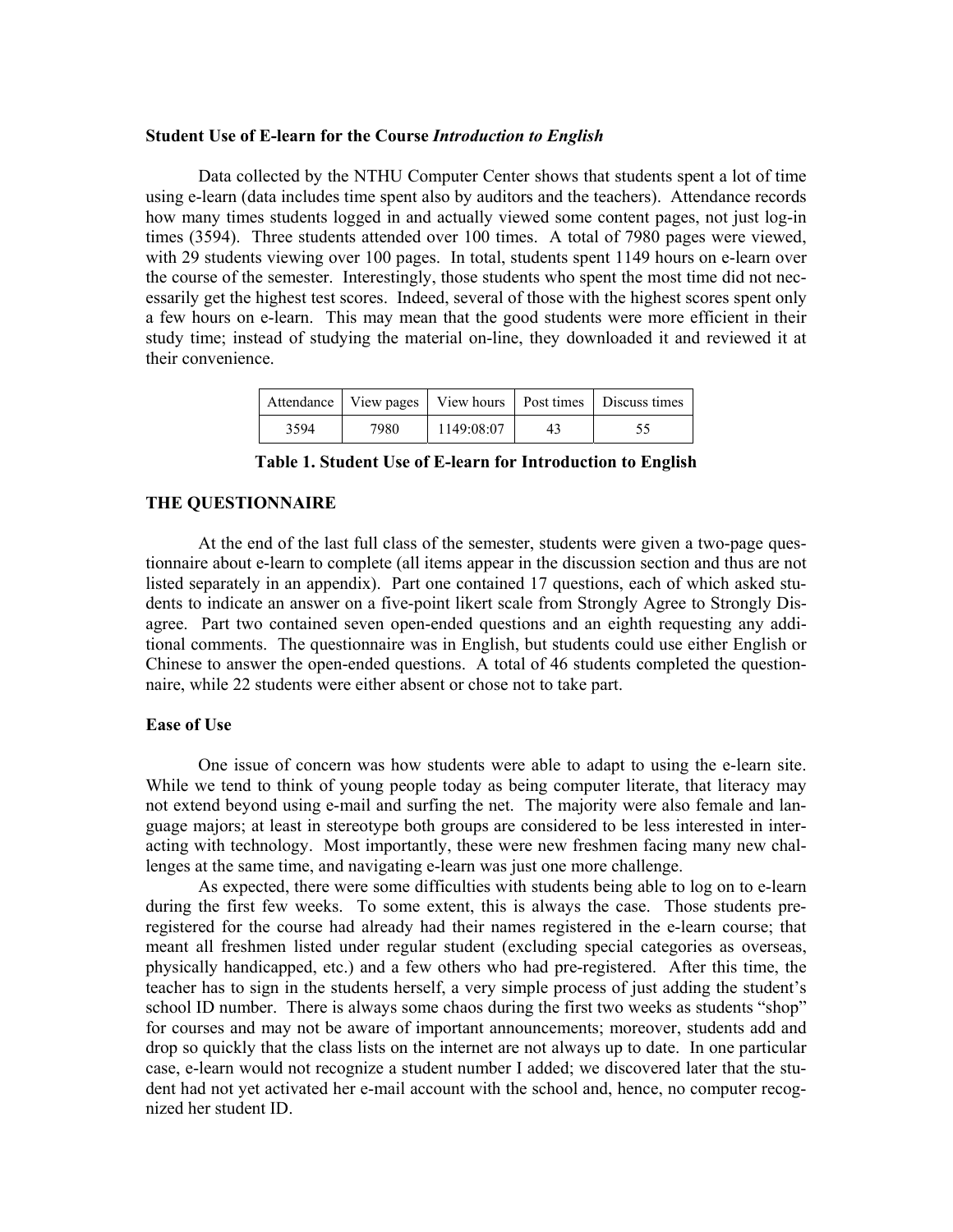**Student Use of E-learn for the Course *Introduction to English***

Data collected by the NTHU Computer Center shows that students spent a lot of time using e-learn (data includes time spent also by auditors and the teachers). Attendance records how many times students logged in and actually viewed some content pages, not just log-in times (3594). Three students attended over 100 times. A total of 7980 pages were viewed, with 29 students viewing over 100 pages. In total, students spent 1149 hours on e-learn over the course of the semester. Interestingly, those students who spent the most time did not necessarily get the highest test scores. Indeed, several of those with the highest scores spent only a few hours on e-learn. This may mean that the good students were more efficient in their study time; instead of studying the material on-line, they downloaded it and reviewed it at their convenience.

| Attendance | View pages | View hours | Post times | Discuss times |
| --- | --- | --- | --- | --- |
| 3594 | 7980 | 1149:08:07 | 43 | 55 |

**Table 1. Student Use of E-learn for Introduction to English**

**THE QUESTIONNAIRE**

At the end of the last full class of the semester, students were given a two-page questionnaire about e-learn to complete (all items appear in the discussion section and thus are not listed separately in an appendix). Part one contained 17 questions, each of which asked students to indicate an answer on a five-point likert scale from Strongly Agree to Strongly Disagree. Part two contained seven open-ended questions and an eighth requesting any additional comments. The questionnaire was in English, but students could use either English or Chinese to answer the open-ended questions. A total of 46 students completed the questionnaire, while 22 students were either absent or chose not to take part.

**Ease of Use**

One issue of concern was how students were able to adapt to using the e-learn site. While we tend to think of young people today as being computer literate, that literacy may not extend beyond using e-mail and surfing the net. The majority were also female and language majors; at least in stereotype both groups are considered to be less interested in interacting with technology. Most importantly, these were new freshmen facing many new challenges at the same time, and navigating e-learn was just one more challenge.

As expected, there were some difficulties with students being able to log on to e-learn during the first few weeks. To some extent, this is always the case. Those students pre-registered for the course had already had their names registered in the e-learn course; that meant all freshmen listed under regular student (excluding special categories as overseas, physically handicapped, etc.) and a few others who had pre-registered. After this time, the teacher has to sign in the students herself, a very simple process of just adding the student's school ID number. There is always some chaos during the first two weeks as students "shop" for courses and may not be aware of important announcements; moreover, students add and drop so quickly that the class lists on the internet are not always up to date. In one particular case, e-learn would not recognize a student number I added; we discovered later that the student had not yet activated her e-mail account with the school and, hence, no computer recognized her student ID.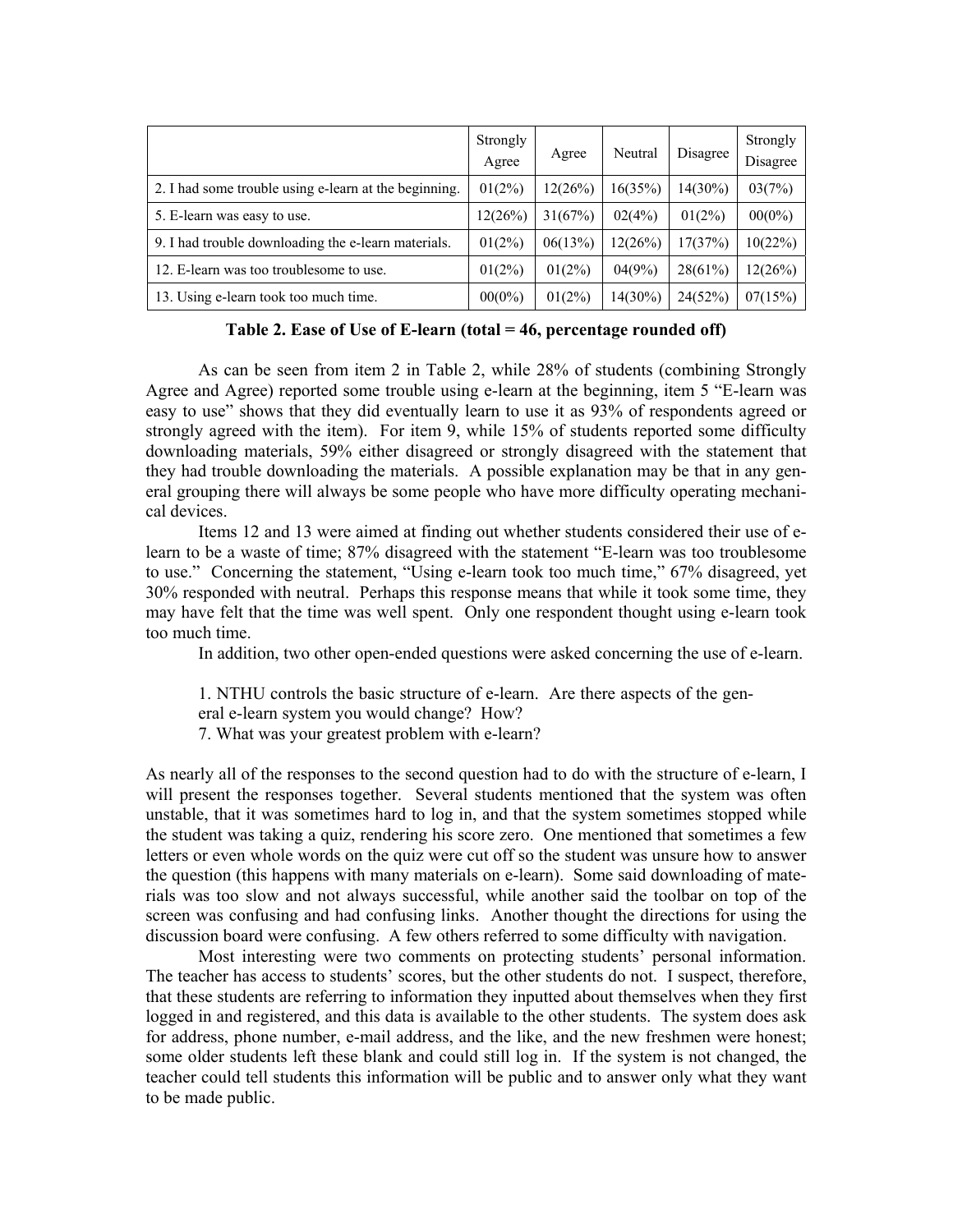| | Strongly Agree | Agree | Neutral | Disagree | Strongly Disagree |
|---|---|---|---|---|---|
| 2. I had some trouble using e-learn at the beginning. | 01(2%) | 12(26%) | 16(35%) | 14(30%) | 03(7%) |
| 5. E-learn was easy to use. | 12(26%) | 31(67%) | 02(4%) | 01(2%) | 00(0%) |
| 9. I had trouble downloading the e-learn materials. | 01(2%) | 06(13%) | 12(26%) | 17(37%) | 10(22%) |
| 12. E-learn was too troublesome to use. | 01(2%) | 01(2%) | 04(9%) | 28(61%) | 12(26%) |
| 13. Using e-learn took too much time. | 00(0%) | 01(2%) | 14(30%) | 24(52%) | 07(15%) |

**Table 2. Ease of Use of E-learn (total = 46, percentage rounded off)**

As can be seen from item 2 in Table 2, while 28% of students (combining Strongly Agree and Agree) reported some trouble using e-learn at the beginning, item 5 "E-learn was easy to use" shows that they did eventually learn to use it as 93% of respondents agreed or strongly agreed with the item). For item 9, while 15% of students reported some difficulty downloading materials, 59% either disagreed or strongly disagreed with the statement that they had trouble downloading the materials. A possible explanation may be that in any general grouping there will always be some people who have more difficulty operating mechanical devices.

Items 12 and 13 were aimed at finding out whether students considered their use of e-learn to be a waste of time; 87% disagreed with the statement "E-learn was too troublesome to use." Concerning the statement, "Using e-learn took too much time," 67% disagreed, yet 30% responded with neutral. Perhaps this response means that while it took some time, they may have felt that the time was well spent. Only one respondent thought using e-learn took too much time.

In addition, two other open-ended questions were asked concerning the use of e-learn.

> 1. NTHU controls the basic structure of e-learn. Are there aspects of the general e-learn system you would change? How?
> 7. What was your greatest problem with e-learn?

As nearly all of the responses to the second question had to do with the structure of e-learn, I will present the responses together. Several students mentioned that the system was often unstable, that it was sometimes hard to log in, and that the system sometimes stopped while the student was taking a quiz, rendering his score zero. One mentioned that sometimes a few letters or even whole words on the quiz were cut off so the student was unsure how to answer the question (this happens with many materials on e-learn). Some said downloading of materials was too slow and not always successful, while another said the toolbar on top of the screen was confusing and had confusing links. Another thought the directions for using the discussion board were confusing. A few others referred to some difficulty with navigation.

Most interesting were two comments on protecting students' personal information. The teacher has access to students' scores, but the other students do not. I suspect, therefore, that these students are referring to information they inputted about themselves when they first logged in and registered, and this data is available to the other students. The system does ask for address, phone number, e-mail address, and the like, and the new freshmen were honest; some older students left these blank and could still log in. If the system is not changed, the teacher could tell students this information will be public and to answer only what they want to be made public.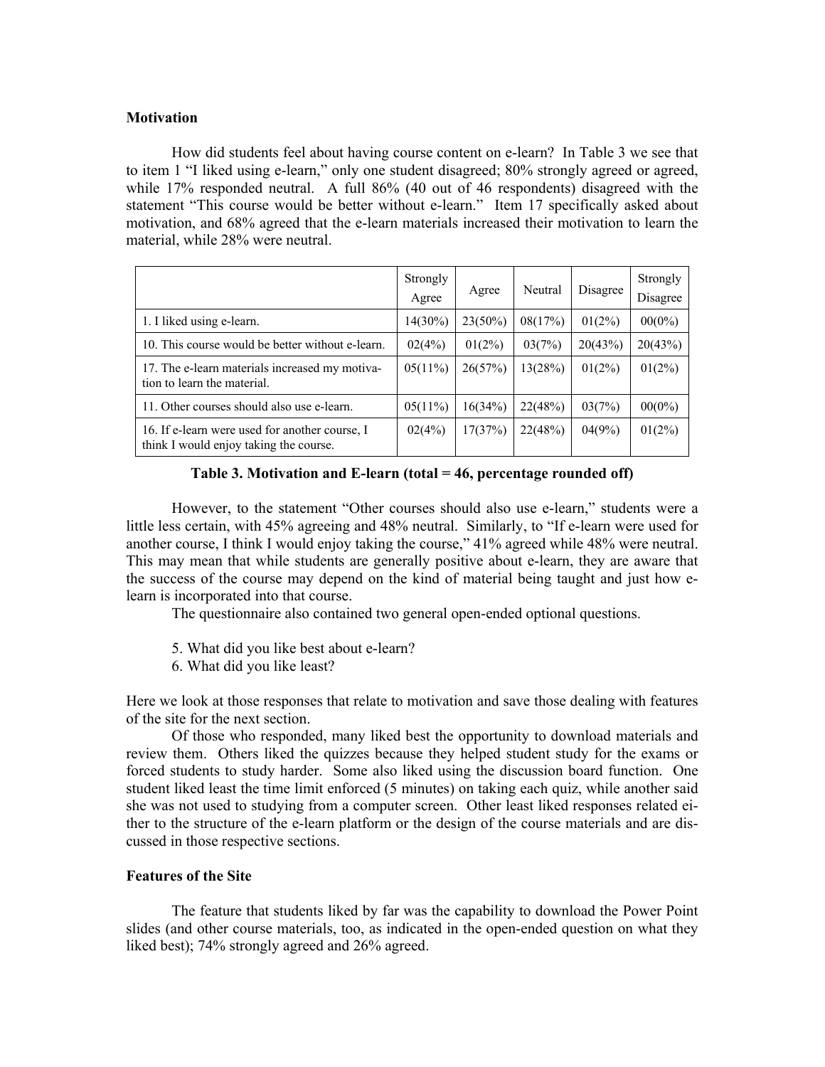**Motivation**

How did students feel about having course content on e-learn? In Table 3 we see that to item 1 "I liked using e-learn," only one student disagreed; 80% strongly agreed or agreed, while 17% responded neutral. A full 86% (40 out of 46 respondents) disagreed with the statement "This course would be better without e-learn." Item 17 specifically asked about motivation, and 68% agreed that the e-learn materials increased their motivation to learn the material, while 28% were neutral.

| | Strongly Agree | Agree | Neutral | Disagree | Strongly Disagree |
|---|---|---|---|---|---|
| 1. I liked using e-learn. | 14(30%) | 23(50%) | 08(17%) | 01(2%) | 00(0%) |
| 10. This course would be better without e-learn. | 02(4%) | 01(2%) | 03(7%) | 20(43%) | 20(43%) |
| 17. The e-learn materials increased my motivation to learn the material. | 05(11%) | 26(57%) | 13(28%) | 01(2%) | 01(2%) |
| 11. Other courses should also use e-learn. | 05(11%) | 16(34%) | 22(48%) | 03(7%) | 00(0%) |
| 16. If e-learn were used for another course, I think I would enjoy taking the course. | 02(4%) | 17(37%) | 22(48%) | 04(9%) | 01(2%) |

**Table 3. Motivation and E-learn (total = 46, percentage rounded off)**

However, to the statement "Other courses should also use e-learn," students were a little less certain, with 45% agreeing and 48% neutral. Similarly, to "If e-learn were used for another course, I think I would enjoy taking the course," 41% agreed while 48% were neutral. This may mean that while students are generally positive about e-learn, they are aware that the success of the course may depend on the kind of material being taught and just how e-learn is incorporated into that course.

The questionnaire also contained two general open-ended optional questions.

5. What did you like best about e-learn?
6. What did you like least?

Here we look at those responses that relate to motivation and save those dealing with features of the site for the next section.

Of those who responded, many liked best the opportunity to download materials and review them. Others liked the quizzes because they helped student study for the exams or forced students to study harder. Some also liked using the discussion board function. One student liked least the time limit enforced (5 minutes) on taking each quiz, while another said she was not used to studying from a computer screen. Other least liked responses related either to the structure of the e-learn platform or the design of the course materials and are discussed in those respective sections.

**Features of the Site**

The feature that students liked by far was the capability to download the Power Point slides (and other course materials, too, as indicated in the open-ended question on what they liked best); 74% strongly agreed and 26% agreed.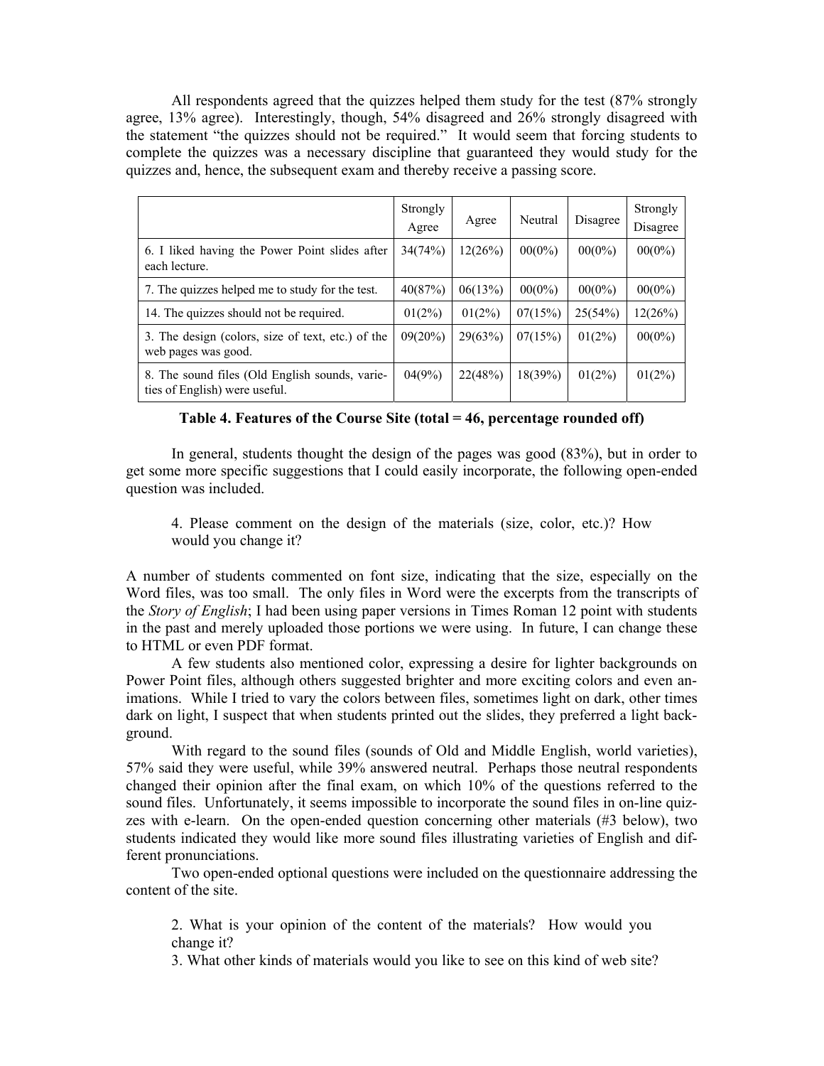All respondents agreed that the quizzes helped them study for the test (87% strongly agree, 13% agree). Interestingly, though, 54% disagreed and 26% strongly disagreed with the statement "the quizzes should not be required." It would seem that forcing students to complete the quizzes was a necessary discipline that guaranteed they would study for the quizzes and, hence, the subsequent exam and thereby receive a passing score.

| | Strongly Agree | Agree | Neutral | Disagree | Strongly Disagree |
|---|---|---|---|---|---|
| 6. I liked having the Power Point slides after each lecture. | 34(74%) | 12(26%) | 00(0%) | 00(0%) | 00(0%) |
| 7. The quizzes helped me to study for the test. | 40(87%) | 06(13%) | 00(0%) | 00(0%) | 00(0%) |
| 14. The quizzes should not be required. | 01(2%) | 01(2%) | 07(15%) | 25(54%) | 12(26%) |
| 3. The design (colors, size of text, etc.) of the web pages was good. | 09(20%) | 29(63%) | 07(15%) | 01(2%) | 00(0%) |
| 8. The sound files (Old English sounds, varieties of English) were useful. | 04(9%) | 22(48%) | 18(39%) | 01(2%) | 01(2%) |

**Table 4. Features of the Course Site (total = 46, percentage rounded off)**

In general, students thought the design of the pages was good (83%), but in order to get some more specific suggestions that I could easily incorporate, the following open-ended question was included.

> 4. Please comment on the design of the materials (size, color, etc.)? How would you change it?

A number of students commented on font size, indicating that the size, especially on the Word files, was too small. The only files in Word were the excerpts from the transcripts of the *Story of English*; I had been using paper versions in Times Roman 12 point with students in the past and merely uploaded those portions we were using. In future, I can change these to HTML or even PDF format.

A few students also mentioned color, expressing a desire for lighter backgrounds on Power Point files, although others suggested brighter and more exciting colors and even animations. While I tried to vary the colors between files, sometimes light on dark, other times dark on light, I suspect that when students printed out the slides, they preferred a light background.

With regard to the sound files (sounds of Old and Middle English, world varieties), 57% said they were useful, while 39% answered neutral. Perhaps those neutral respondents changed their opinion after the final exam, on which 10% of the questions referred to the sound files. Unfortunately, it seems impossible to incorporate the sound files in on-line quizzes with e-learn. On the open-ended question concerning other materials (#3 below), two students indicated they would like more sound files illustrating varieties of English and different pronunciations.

Two open-ended optional questions were included on the questionnaire addressing the content of the site.

> 2. What is your opinion of the content of the materials? How would you change it?
>
> 3. What other kinds of materials would you like to see on this kind of web site?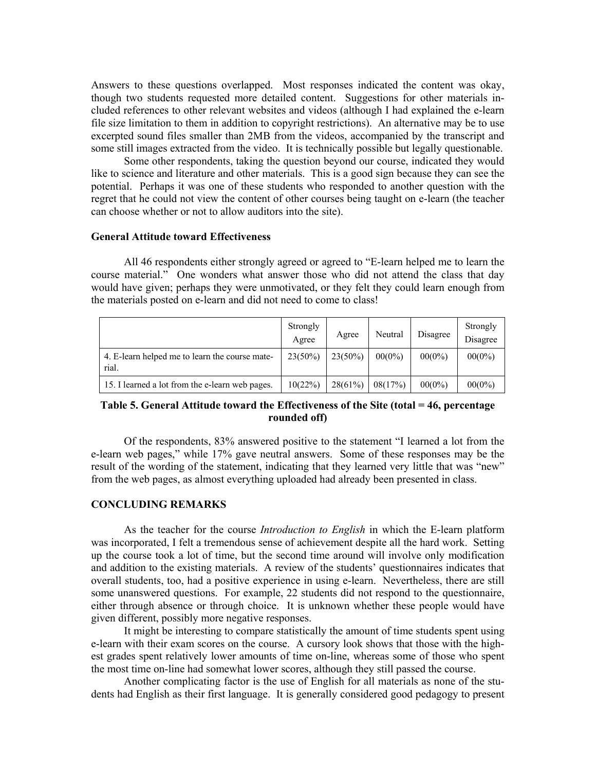Answers to these questions overlapped. Most responses indicated the content was okay, though two students requested more detailed content. Suggestions for other materials included references to other relevant websites and videos (although I had explained the e-learn file size limitation to them in addition to copyright restrictions). An alternative may be to use excerpted sound files smaller than 2MB from the videos, accompanied by the transcript and some still images extracted from the video. It is technically possible but legally questionable.

Some other respondents, taking the question beyond our course, indicated they would like to science and literature and other materials. This is a good sign because they can see the potential. Perhaps it was one of these students who responded to another question with the regret that he could not view the content of other courses being taught on e-learn (the teacher can choose whether or not to allow auditors into the site).

### General Attitude toward Effectiveness

All 46 respondents either strongly agreed or agreed to "E-learn helped me to learn the course material." One wonders what answer those who did not attend the class that day would have given; perhaps they were unmotivated, or they felt they could learn enough from the materials posted on e-learn and did not need to come to class!

| | Strongly Agree | Agree | Neutral | Disagree | Strongly Disagree |
|---|---|---|---|---|---|
| 4. E-learn helped me to learn the course material. | 23(50%) | 23(50%) | 00(0%) | 00(0%) | 00(0%) |
| 15. I learned a lot from the e-learn web pages. | 10(22%) | 28(61%) | 08(17%) | 00(0%) | 00(0%) |

**Table 5. General Attitude toward the Effectiveness of the Site (total = 46, percentage rounded off)**

Of the respondents, 83% answered positive to the statement "I learned a lot from the e-learn web pages," while 17% gave neutral answers. Some of these responses may be the result of the wording of the statement, indicating that they learned very little that was "new" from the web pages, as almost everything uploaded had already been presented in class.

## CONCLUDING REMARKS

As the teacher for the course *Introduction to English* in which the E-learn platform was incorporated, I felt a tremendous sense of achievement despite all the hard work. Setting up the course took a lot of time, but the second time around will involve only modification and addition to the existing materials. A review of the students' questionnaires indicates that overall students, too, had a positive experience in using e-learn. Nevertheless, there are still some unanswered questions. For example, 22 students did not respond to the questionnaire, either through absence or through choice. It is unknown whether these people would have given different, possibly more negative responses.

It might be interesting to compare statistically the amount of time students spent using e-learn with their exam scores on the course. A cursory look shows that those with the highest grades spent relatively lower amounts of time on-line, whereas some of those who spent the most time on-line had somewhat lower scores, although they still passed the course.

Another complicating factor is the use of English for all materials as none of the students had English as their first language. It is generally considered good pedagogy to present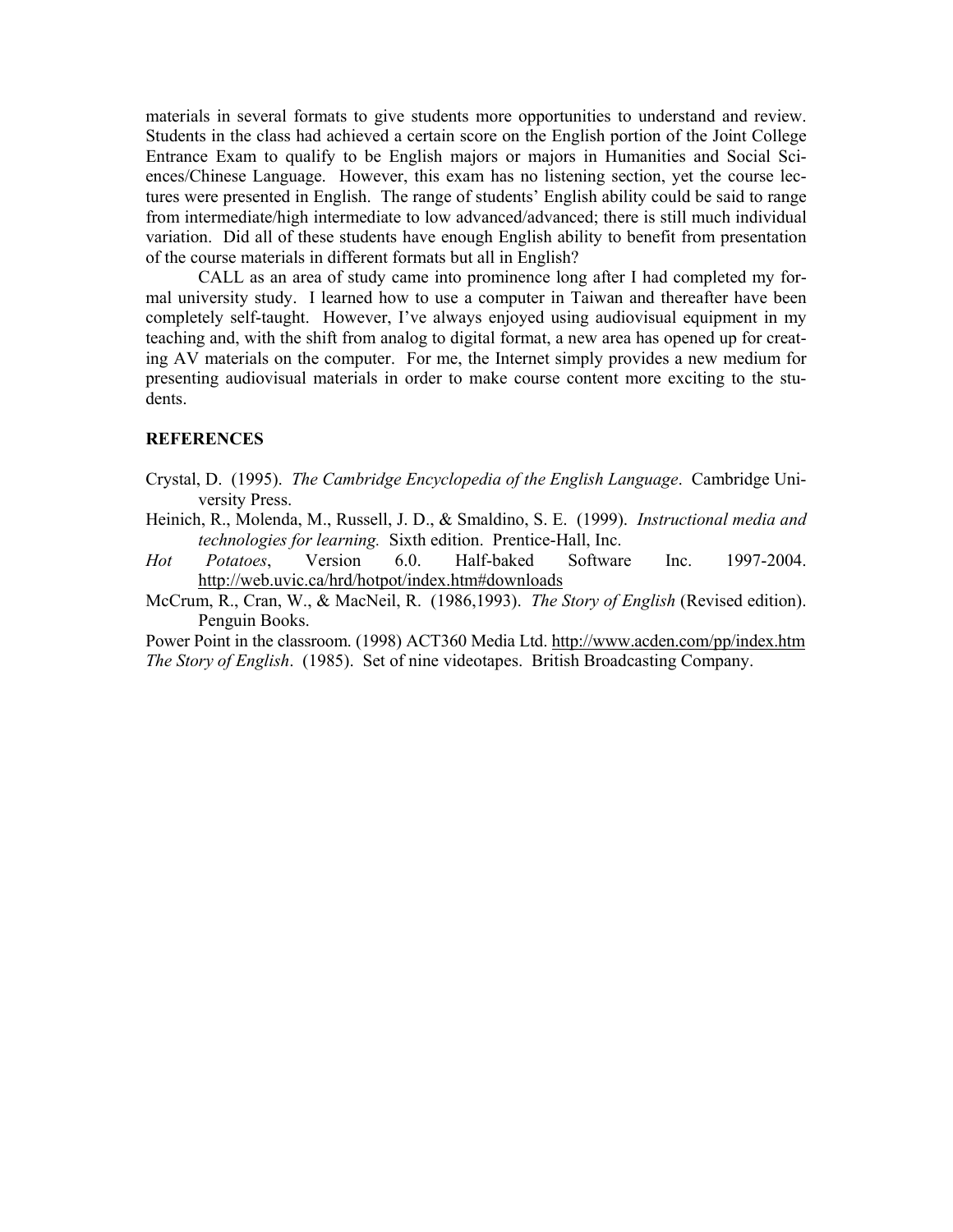materials in several formats to give students more opportunities to understand and review. Students in the class had achieved a certain score on the English portion of the Joint College Entrance Exam to qualify to be English majors or majors in Humanities and Social Sciences/Chinese Language. However, this exam has no listening section, yet the course lectures were presented in English. The range of students' English ability could be said to range from intermediate/high intermediate to low advanced/advanced; there is still much individual variation. Did all of these students have enough English ability to benefit from presentation of the course materials in different formats but all in English?

CALL as an area of study came into prominence long after I had completed my formal university study. I learned how to use a computer in Taiwan and thereafter have been completely self-taught. However, I've always enjoyed using audiovisual equipment in my teaching and, with the shift from analog to digital format, a new area has opened up for creating AV materials on the computer. For me, the Internet simply provides a new medium for presenting audiovisual materials in order to make course content more exciting to the students.

**REFERENCES**

Crystal, D. (1995). *The Cambridge Encyclopedia of the English Language*. Cambridge University Press.

Heinich, R., Molenda, M., Russell, J. D., & Smaldino, S. E. (1999). *Instructional media and technologies for learning.* Sixth edition. Prentice-Hall, Inc.

*Hot Potatoes*, Version 6.0. Half-baked Software Inc. 1997-2004. http://web.uvic.ca/hrd/hotpot/index.htm#downloads

McCrum, R., Cran, W., & MacNeil, R. (1986,1993). *The Story of English* (Revised edition). Penguin Books.

Power Point in the classroom. (1998) ACT360 Media Ltd. http://www.acden.com/pp/index.htm

*The Story of English*. (1985). Set of nine videotapes. British Broadcasting Company.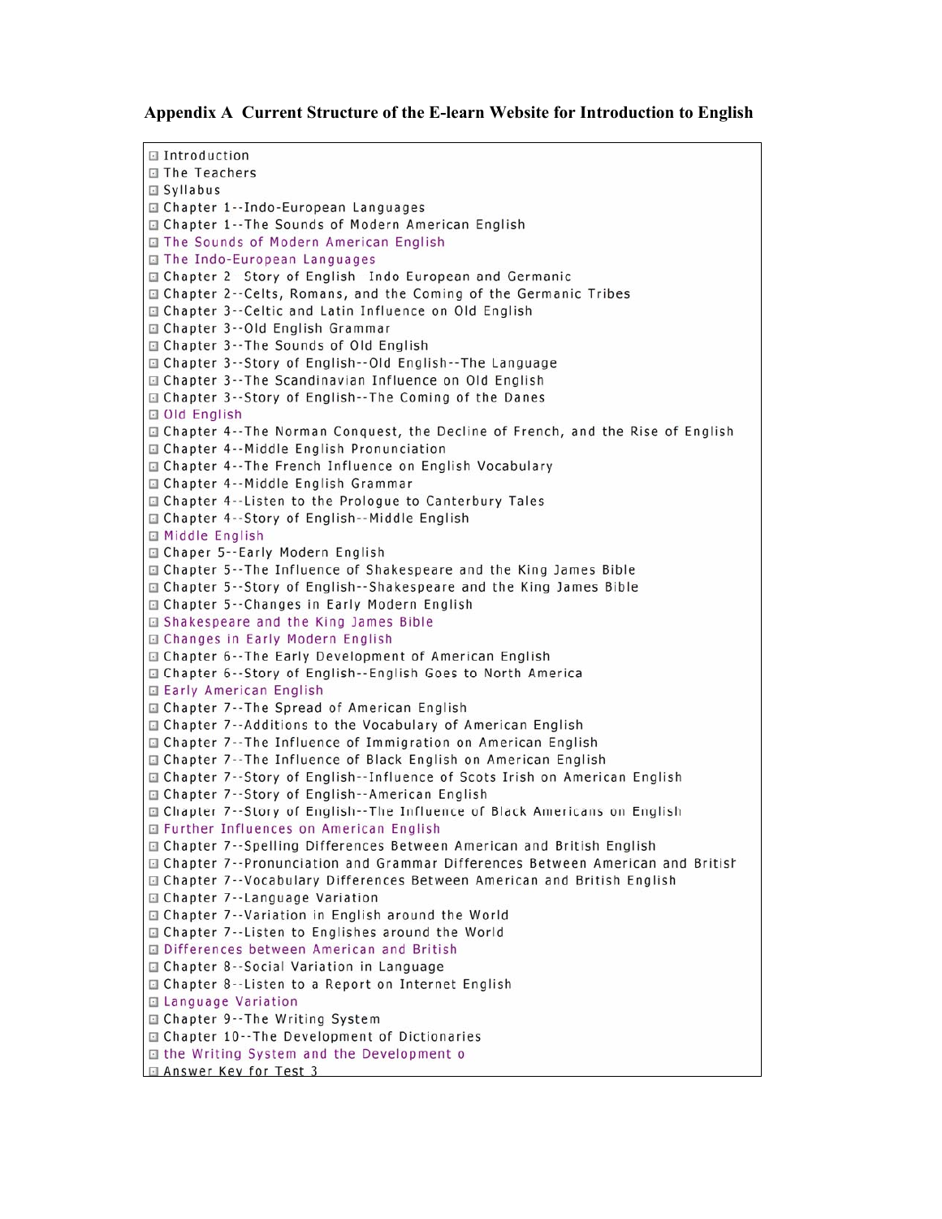**Appendix A Current Structure of the E-learn Website for Introduction to English**

- Introduction
- The Teachers
- Syllabus
- Chapter 1--Indo-European Languages
- Chapter 1--The Sounds of Modern American English
- The Sounds of Modern American English
- The Indo-European Languages
- Chapter 2 Story of English Indo European and Germanic
- Chapter 2--Celts, Romans, and the Coming of the Germanic Tribes
- Chapter 3--Celtic and Latin Influence on Old English
- Chapter 3--Old English Grammar
- Chapter 3--The Sounds of Old English
- Chapter 3--Story of English--Old English--The Language
- Chapter 3--The Scandinavian Influence on Old English
- Chapter 3--Story of English--The Coming of the Danes
- Old English
- Chapter 4--The Norman Conquest, the Decline of French, and the Rise of English
- Chapter 4--Middle English Pronunciation
- Chapter 4--The French Influence on English Vocabulary
- Chapter 4--Middle English Grammar
- Chapter 4--Listen to the Prologue to Canterbury Tales
- Chapter 4--Story of English--Middle English
- Middle English
- Chaper 5--Early Modern English
- Chapter 5--The Influence of Shakespeare and the King James Bible
- Chapter 5--Story of English--Shakespeare and the King James Bible
- Chapter 5--Changes in Early Modern English
- Shakespeare and the King James Bible
- Changes in Early Modern English
- Chapter 6--The Early Development of American English
- Chapter 6--Story of English--English Goes to North America
- Early American English
- Chapter 7--The Spread of American English
- Chapter 7--Additions to the Vocabulary of American English
- Chapter 7--The Influence of Immigration on American English
- Chapter 7--The Influence of Black English on American English
- Chapter 7--Story of English--Influence of Scots Irish on American English
- Chapter 7--Story of English--American English
- Chapter 7--Story of English--The Influence of Black Americans on English
- Further Influences on American English
- Chapter 7--Spelling Differences Between American and British English
- Chapter 7--Pronunciation and Grammar Differences Between American and British
- Chapter 7--Vocabulary Differences Between American and British English
- Chapter 7--Language Variation
- Chapter 7--Variation in English around the World
- Chapter 7--Listen to Englishes around the World
- Differences between American and British
- Chapter 8--Social Variation in Language
- Chapter 8--Listen to a Report on Internet English
- Language Variation
- Chapter 9--The Writing System
- Chapter 10--The Development of Dictionaries
- the Writing System and the Development o
- Answer Key for Test 3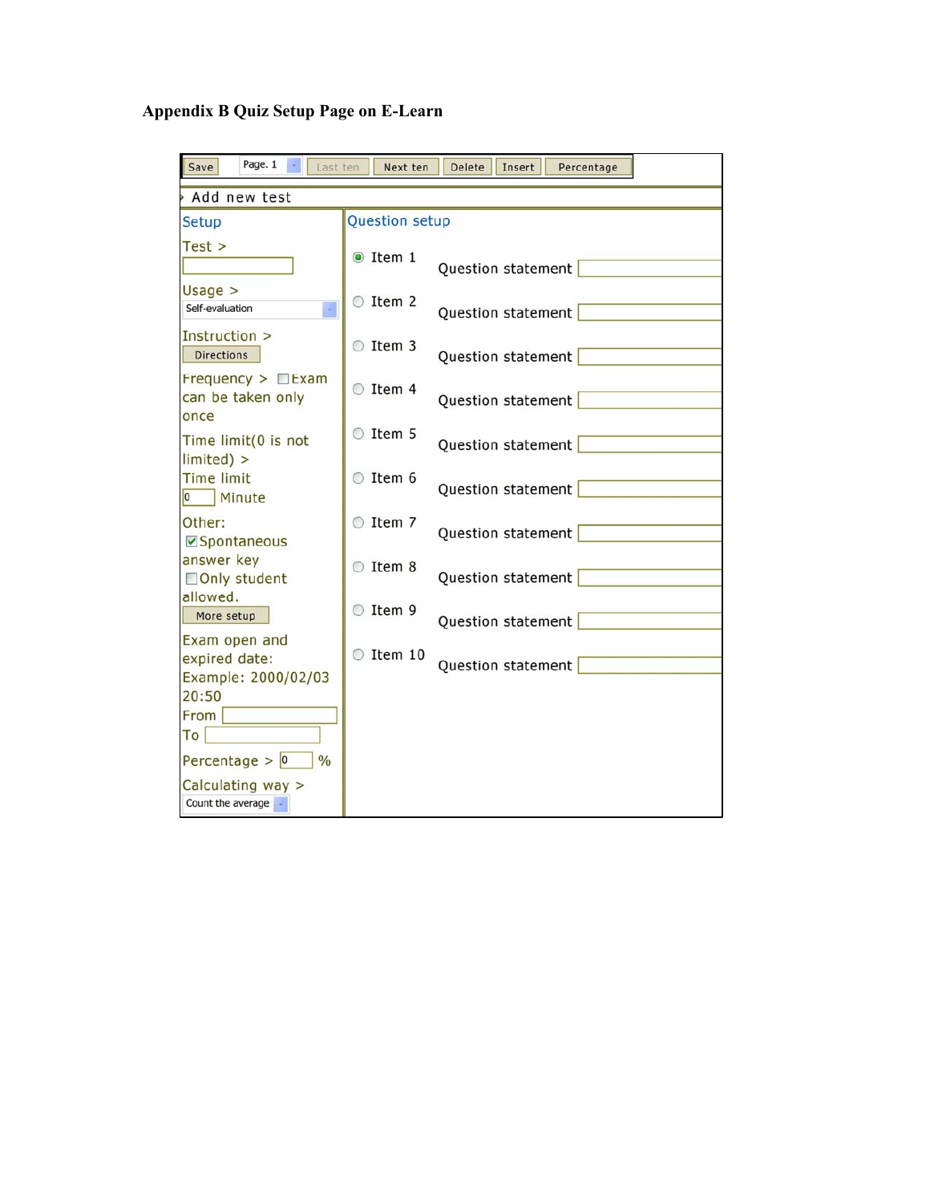**Appendix B Quiz Setup Page on E-Learn**

Save | Page. 1 | Last ten | Next ten | Delete | Insert | Percentage

Add new test

Setup

Test >

Usage >

Self-evaluation

Instruction >

Directions

Frequency > ☐ Exam can be taken only once

Time limit(0 is not limited) >

Time limit

0 Minute

Other:

☑ Spontaneous answer key

☐ Only student allowed.

More setup

Exam open and expired date:

Example: 2000/02/03 20:50

From

To

Percentage > 0 %

Calculating way >

Count the average

Question setup

- Item 1 Question statement
- Item 2 Question statement
- Item 3 Question statement
- Item 4 Question statement
- Item 5 Question statement
- Item 6 Question statement
- Item 7 Question statement
- Item 8 Question statement
- Item 9 Question statement
- Item 10 Question statement